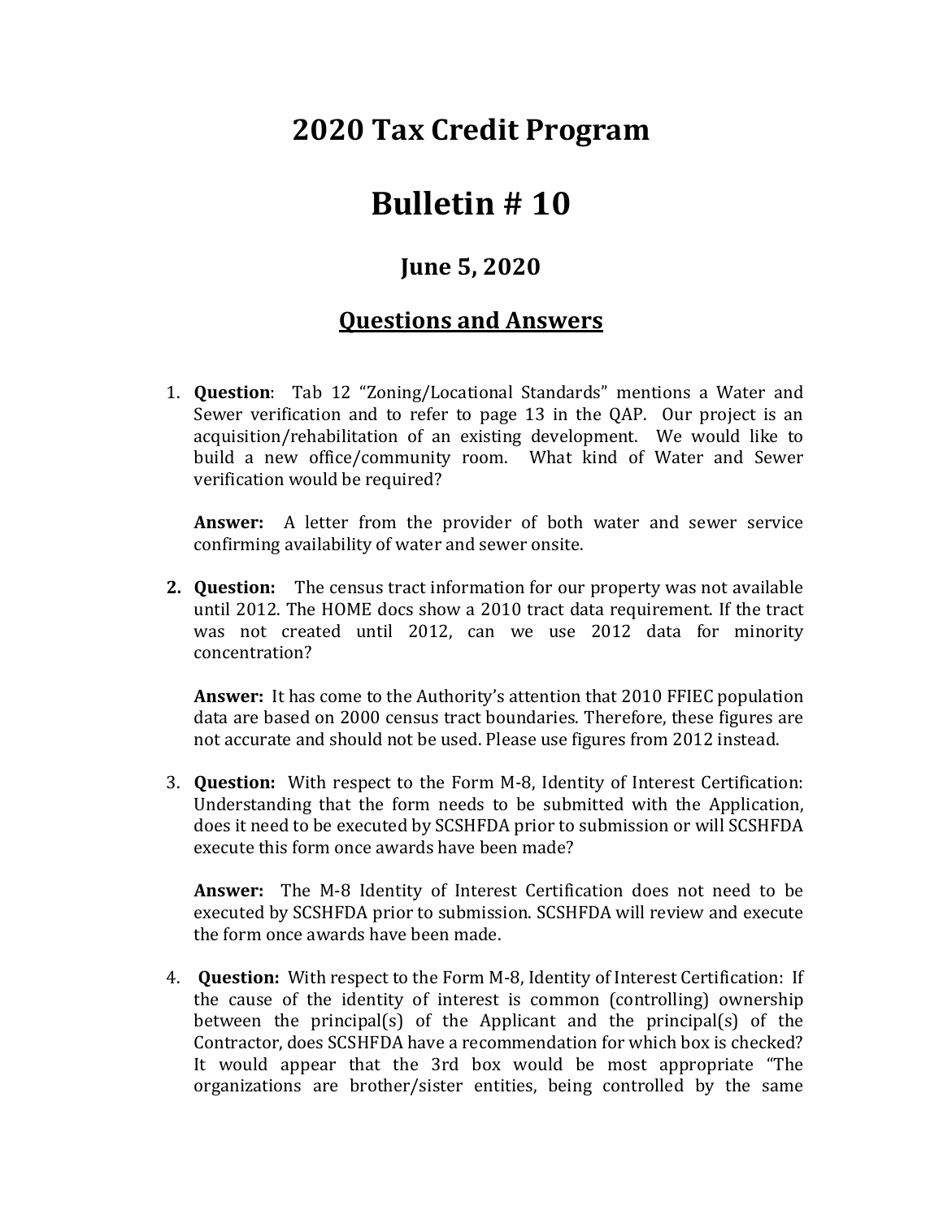# 2020 Tax Credit Program

# Bulletin # 10

## June 5, 2020

## Questions and Answers

1. **Question**: Tab 12 "Zoning/Locational Standards" mentions a Water and Sewer verification and to refer to page 13 in the QAP. Our project is an acquisition/rehabilitation of an existing development. We would like to build a new office/community room. What kind of Water and Sewer verification would be required?

   **Answer:** A letter from the provider of both water and sewer service confirming availability of water and sewer onsite.

2. **Question:** The census tract information for our property was not available until 2012. The HOME docs show a 2010 tract data requirement. If the tract was not created until 2012, can we use 2012 data for minority concentration?

   **Answer:** It has come to the Authority's attention that 2010 FFIEC population data are based on 2000 census tract boundaries. Therefore, these figures are not accurate and should not be used. Please use figures from 2012 instead.

3. **Question:** With respect to the Form M-8, Identity of Interest Certification: Understanding that the form needs to be submitted with the Application, does it need to be executed by SCSHFDA prior to submission or will SCSHFDA execute this form once awards have been made?

   **Answer:** The M-8 Identity of Interest Certification does not need to be executed by SCSHFDA prior to submission. SCSHFDA will review and execute the form once awards have been made.

4. **Question:** With respect to the Form M-8, Identity of Interest Certification: If the cause of the identity of interest is common (controlling) ownership between the principal(s) of the Applicant and the principal(s) of the Contractor, does SCSHFDA have a recommendation for which box is checked? It would appear that the 3rd box would be most appropriate "The organizations are brother/sister entities, being controlled by the same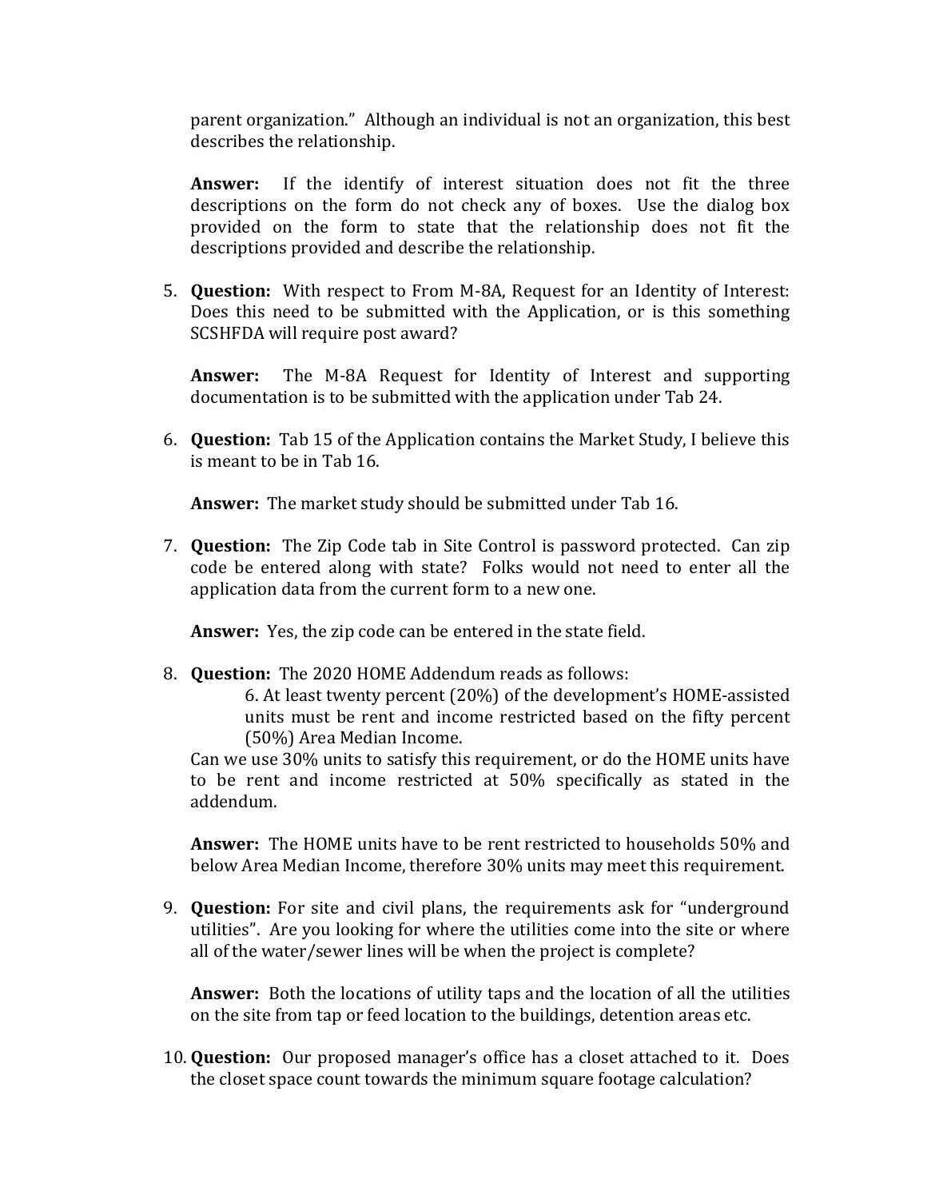parent organization." Although an individual is not an organization, this best describes the relationship.

**Answer:** If the identify of interest situation does not fit the three descriptions on the form do not check any of boxes. Use the dialog box provided on the form to state that the relationship does not fit the descriptions provided and describe the relationship.

5. **Question:** With respect to From M-8A, Request for an Identity of Interest: Does this need to be submitted with the Application, or is this something SCSHFDA will require post award?

   **Answer:** The M-8A Request for Identity of Interest and supporting documentation is to be submitted with the application under Tab 24.

6. **Question:** Tab 15 of the Application contains the Market Study, I believe this is meant to be in Tab 16.

   **Answer:** The market study should be submitted under Tab 16.

7. **Question:** The Zip Code tab in Site Control is password protected. Can zip code be entered along with state? Folks would not need to enter all the application data from the current form to a new one.

   **Answer:** Yes, the zip code can be entered in the state field.

8. **Question:** The 2020 HOME Addendum reads as follows:

   > 6. At least twenty percent (20%) of the development's HOME-assisted units must be rent and income restricted based on the fifty percent (50%) Area Median Income.

   Can we use 30% units to satisfy this requirement, or do the HOME units have to be rent and income restricted at 50% specifically as stated in the addendum.

   **Answer:** The HOME units have to be rent restricted to households 50% and below Area Median Income, therefore 30% units may meet this requirement.

9. **Question:** For site and civil plans, the requirements ask for "underground utilities". Are you looking for where the utilities come into the site or where all of the water/sewer lines will be when the project is complete?

   **Answer:** Both the locations of utility taps and the location of all the utilities on the site from tap or feed location to the buildings, detention areas etc.

10. **Question:** Our proposed manager's office has a closet attached to it. Does the closet space count towards the minimum square footage calculation?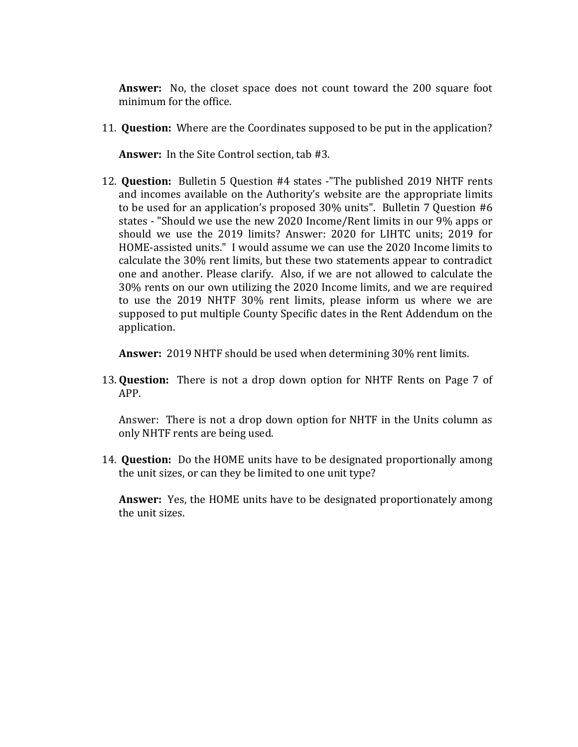**Answer:** No, the closet space does not count toward the 200 square foot minimum for the office.

11. **Question:** Where are the Coordinates supposed to be put in the application?

    **Answer:** In the Site Control section, tab #3.

12. **Question:** Bulletin 5 Question #4 states -"The published 2019 NHTF rents and incomes available on the Authority's website are the appropriate limits to be used for an application's proposed 30% units". Bulletin 7 Question #6 states - "Should we use the new 2020 Income/Rent limits in our 9% apps or should we use the 2019 limits? Answer: 2020 for LIHTC units; 2019 for HOME-assisted units." I would assume we can use the 2020 Income limits to calculate the 30% rent limits, but these two statements appear to contradict one and another. Please clarify. Also, if we are not allowed to calculate the 30% rents on our own utilizing the 2020 Income limits, and we are required to use the 2019 NHTF 30% rent limits, please inform us where we are supposed to put multiple County Specific dates in the Rent Addendum on the application.

    **Answer:** 2019 NHTF should be used when determining 30% rent limits.

13. **Question:** There is not a drop down option for NHTF Rents on Page 7 of APP.

    Answer: There is not a drop down option for NHTF in the Units column as only NHTF rents are being used.

14. **Question:** Do the HOME units have to be designated proportionally among the unit sizes, or can they be limited to one unit type?

    **Answer:** Yes, the HOME units have to be designated proportionately among the unit sizes.